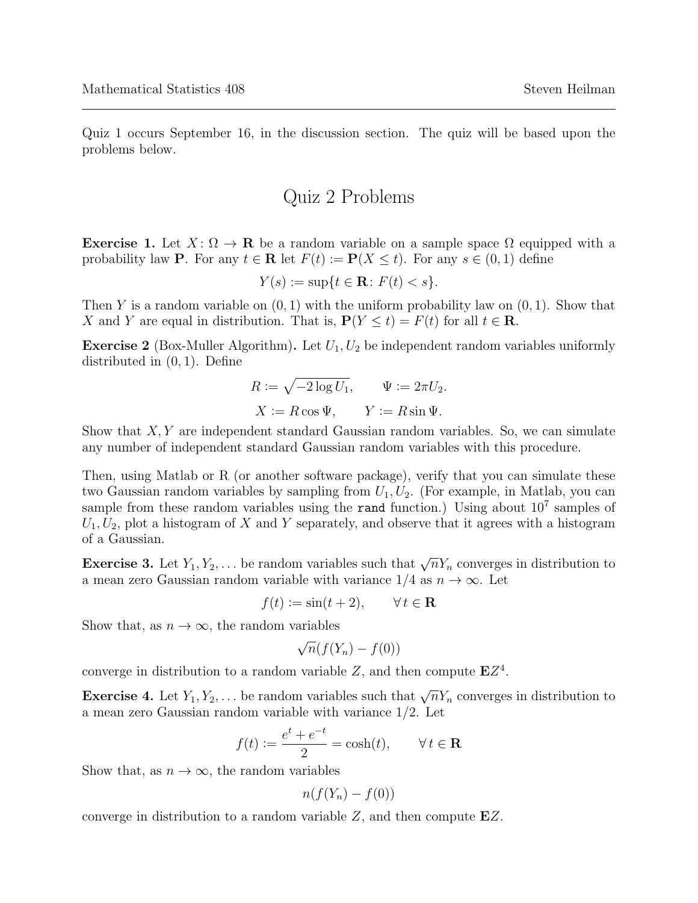Quiz 1 occurs September 16, in the discussion section. The quiz will be based upon the problems below.

# Quiz 2 Problems

**Exercise 1.** Let $X\colon \Omega \to \mathbf{R}$ be a random variable on a sample space $\Omega$ equipped with a probability law $\mathbf{P}$. For any $t \in \mathbf{R}$ let $F(t) := \mathbf{P}(X \leq t)$. For any $s \in (0,1)$ define

$$Y(s) := \sup\{t \in \mathbf{R} \colon F(t) < s\}.$$

Then $Y$ is a random variable on $(0,1)$ with the uniform probability law on $(0,1)$. Show that $X$ and $Y$ are equal in distribution. That is, $\mathbf{P}(Y \leq t) = F(t)$ for all $t \in \mathbf{R}$.

**Exercise 2** (Box-Muller Algorithm)**.** Let $U_1, U_2$ be independent random variables uniformly distributed in $(0,1)$. Define

$$R := \sqrt{-2\log U_1}, \qquad \Psi := 2\pi U_2.$$

$$X := R\cos\Psi, \qquad Y := R\sin\Psi.$$

Show that $X, Y$ are independent standard Gaussian random variables. So, we can simulate any number of independent standard Gaussian random variables with this procedure.

Then, using Matlab or R (or another software package), verify that you can simulate these two Gaussian random variables by sampling from $U_1, U_2$. (For example, in Matlab, you can sample from these random variables using the `rand` function.) Using about $10^7$ samples of $U_1, U_2$, plot a histogram of $X$ and $Y$ separately, and observe that it agrees with a histogram of a Gaussian.

**Exercise 3.** Let $Y_1, Y_2, \ldots$ be random variables such that $\sqrt{n}Y_n$ converges in distribution to a mean zero Gaussian random variable with variance $1/4$ as $n \to \infty$. Let

$$f(t) := \sin(t+2), \qquad \forall\, t \in \mathbf{R}$$

Show that, as $n \to \infty$, the random variables

$$\sqrt{n}(f(Y_n) - f(0))$$

converge in distribution to a random variable $Z$, and then compute $\mathbf{E}Z^4$.

**Exercise 4.** Let $Y_1, Y_2, \ldots$ be random variables such that $\sqrt{n}Y_n$ converges in distribution to a mean zero Gaussian random variable with variance $1/2$. Let

$$f(t) := \frac{e^t + e^{-t}}{2} = \cosh(t), \qquad \forall\, t \in \mathbf{R}$$

Show that, as $n \to \infty$, the random variables

$$n(f(Y_n) - f(0))$$

converge in distribution to a random variable $Z$, and then compute $\mathbf{E}Z$.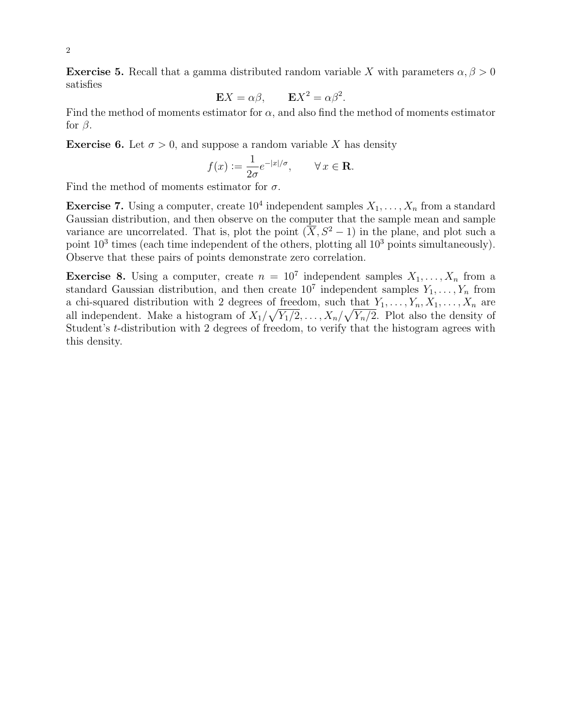**Exercise 5.** Recall that a gamma distributed random variable $X$ with parameters $\alpha, \beta > 0$ satisfies

$$\mathbf{E}X = \alpha\beta, \qquad \mathbf{E}X^2 = \alpha\beta^2.$$

Find the method of moments estimator for $\alpha$, and also find the method of moments estimator for $\beta$.

**Exercise 6.** Let $\sigma > 0$, and suppose a random variable $X$ has density

$$f(x) := \frac{1}{2\sigma} e^{-|x|/\sigma}, \qquad \forall\, x \in \mathbf{R}.$$

Find the method of moments estimator for $\sigma$.

**Exercise 7.** Using a computer, create $10^4$ independent samples $X_1, \ldots, X_n$ from a standard Gaussian distribution, and then observe on the computer that the sample mean and sample variance are uncorrelated. That is, plot the point $(\overline{X}, S^2 - 1)$ in the plane, and plot such a point $10^3$ times (each time independent of the others, plotting all $10^3$ points simultaneously). Observe that these pairs of points demonstrate zero correlation.

**Exercise 8.** Using a computer, create $n = 10^7$ independent samples $X_1, \ldots, X_n$ from a standard Gaussian distribution, and then create $10^7$ independent samples $Y_1, \ldots, Y_n$ from a chi-squared distribution with 2 degrees of freedom, such that $Y_1, \ldots, Y_n, X_1, \ldots, X_n$ are all independent. Make a histogram of $X_1/\sqrt{Y_1/2}, \ldots, X_n/\sqrt{Y_n/2}$. Plot also the density of Student's $t$-distribution with 2 degrees of freedom, to verify that the histogram agrees with this density.